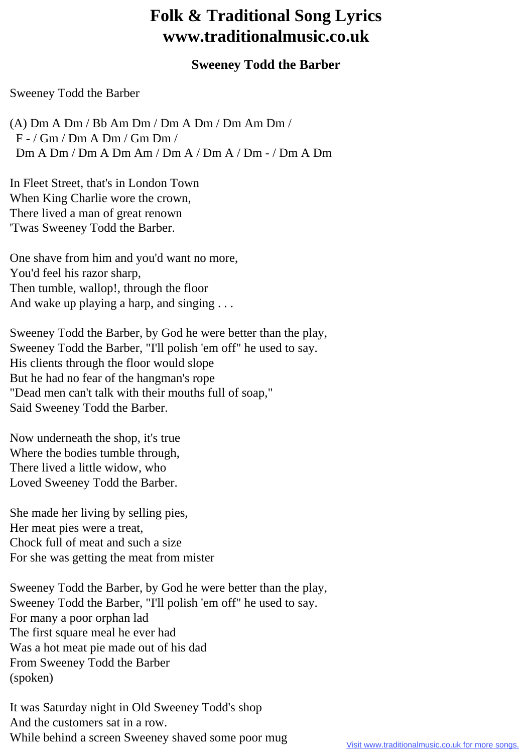# Folk & Traditional Song Lyrics
# www.traditionalmusic.co.uk

## Sweeney Todd the Barber

Sweeney Todd the Barber

(A) Dm A Dm / Bb Am Dm / Dm A Dm / Dm Am Dm /
 F - / Gm / Dm A Dm / Gm Dm /
 Dm A Dm / Dm A Dm Am / Dm A / Dm A / Dm - / Dm A Dm

In Fleet Street, that's in London Town
When King Charlie wore the crown,
There lived a man of great renown
'Twas Sweeney Todd the Barber.

One shave from him and you'd want no more,
You'd feel his razor sharp,
Then tumble, wallop!, through the floor
And wake up playing a harp, and singing . . .

Sweeney Todd the Barber, by God he were better than the play,
Sweeney Todd the Barber, "I'll polish 'em off" he used to say.
His clients through the floor would slope
But he had no fear of the hangman's rope
"Dead men can't talk with their mouths full of soap,"
Said Sweeney Todd the Barber.

Now underneath the shop, it's true
Where the bodies tumble through,
There lived a little widow, who
Loved Sweeney Todd the Barber.

She made her living by selling pies,
Her meat pies were a treat,
Chock full of meat and such a size
For she was getting the meat from mister

Sweeney Todd the Barber, by God he were better than the play,
Sweeney Todd the Barber, "I'll polish 'em off" he used to say.
For many a poor orphan lad
The first square meal he ever had
Was a hot meat pie made out of his dad
From Sweeney Todd the Barber
(spoken)

It was Saturday night in Old Sweeney Todd's shop
And the customers sat in a row.
While behind a screen Sweeney shaved some poor mug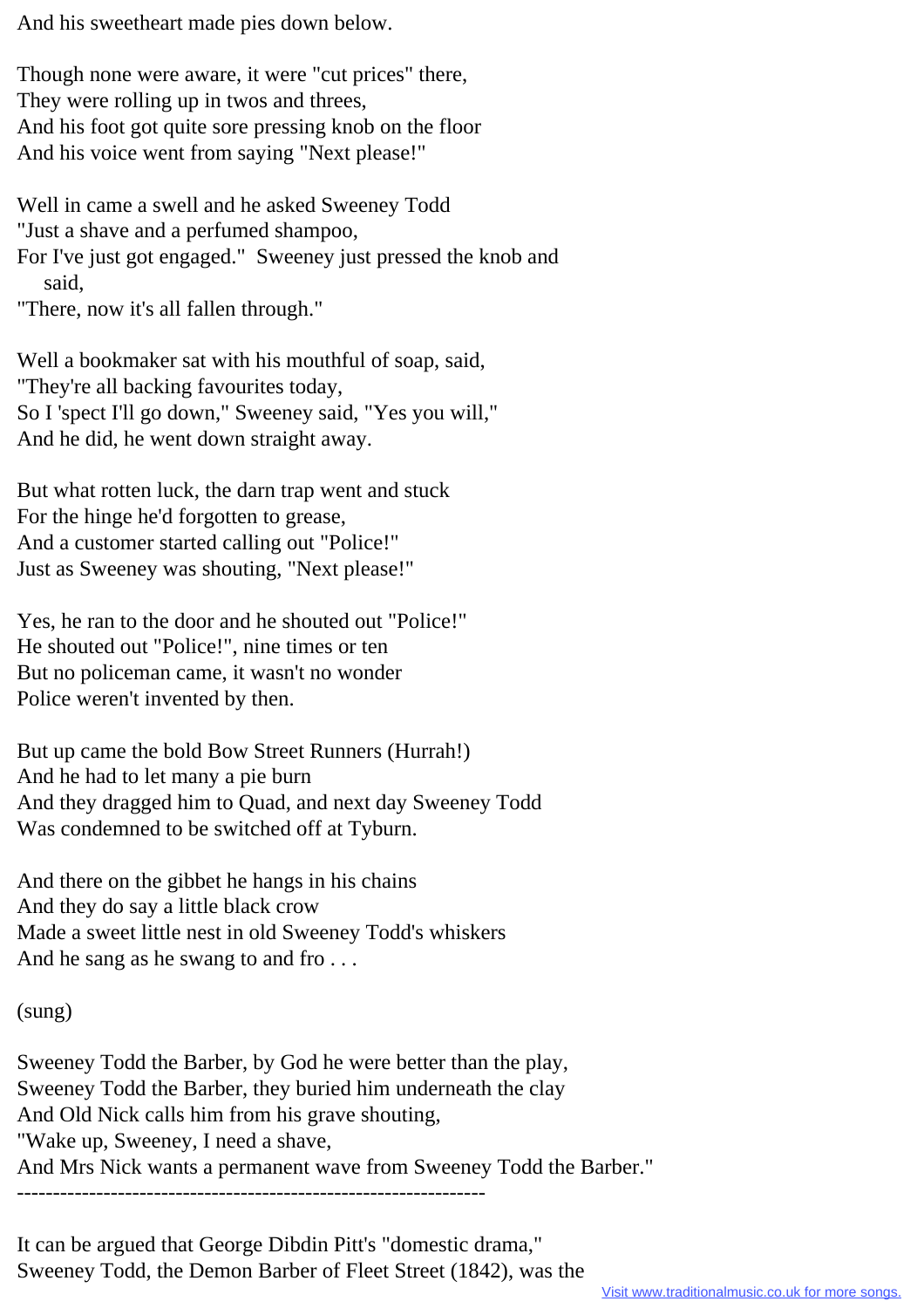And his sweetheart made pies down below.

Though none were aware, it were "cut prices" there,
They were rolling up in twos and threes,
And his foot got quite sore pressing knob on the floor
And his voice went from saying "Next please!"

Well in came a swell and he asked Sweeney Todd
"Just a shave and a perfumed shampoo,
For I've just got engaged." Sweeney just pressed the knob and
    said,
"There, now it's all fallen through."

Well a bookmaker sat with his mouthful of soap, said,
"They're all backing favourites today,
So I 'spect I'll go down," Sweeney said, "Yes you will,"
And he did, he went down straight away.

But what rotten luck, the darn trap went and stuck
For the hinge he'd forgotten to grease,
And a customer started calling out "Police!"
Just as Sweeney was shouting, "Next please!"

Yes, he ran to the door and he shouted out "Police!"
He shouted out "Police!", nine times or ten
But no policeman came, it wasn't no wonder
Police weren't invented by then.

But up came the bold Bow Street Runners (Hurrah!)
And he had to let many a pie burn
And they dragged him to Quad, and next day Sweeney Todd
Was condemned to be switched off at Tyburn.

And there on the gibbet he hangs in his chains
And they do say a little black crow
Made a sweet little nest in old Sweeney Todd's whiskers
And he sang as he swang to and fro . . .

(sung)

Sweeney Todd the Barber, by God he were better than the play,
Sweeney Todd the Barber, they buried him underneath the clay
And Old Nick calls him from his grave shouting,
"Wake up, Sweeney, I need a shave,
And Mrs Nick wants a permanent wave from Sweeney Todd the Barber."

---

It can be argued that George Dibdin Pitt's "domestic drama,"
Sweeney Todd, the Demon Barber of Fleet Street (1842), was the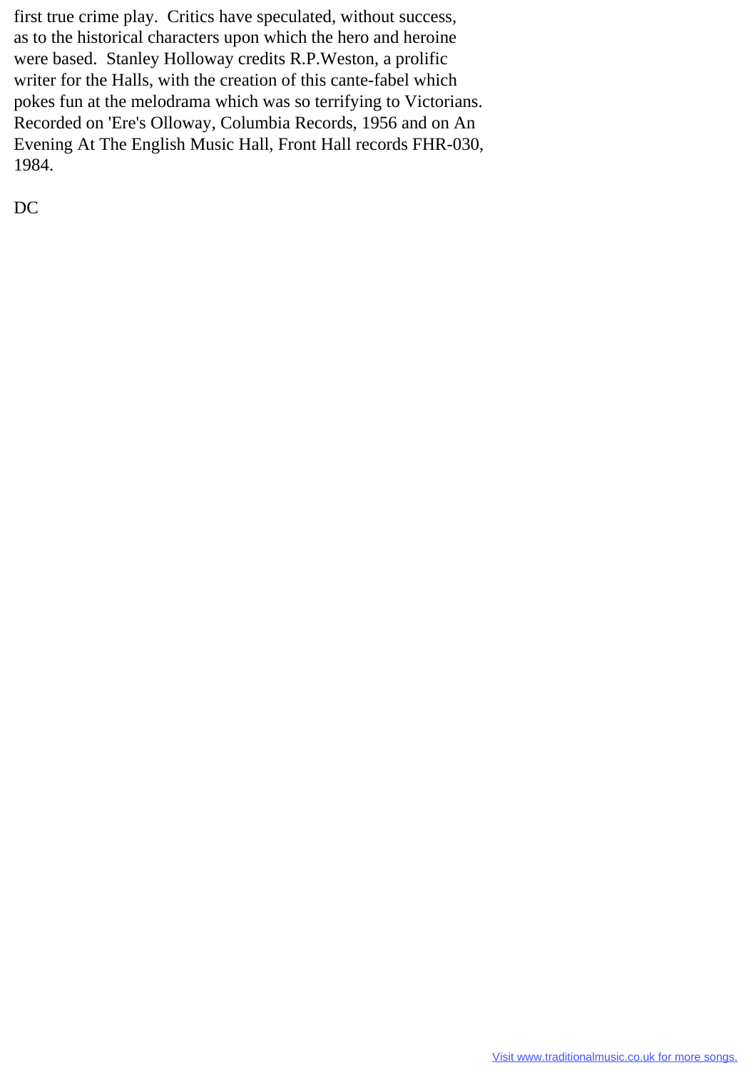first true crime play. Critics have speculated, without success, as to the historical characters upon which the hero and heroine were based. Stanley Holloway credits R.P.Weston, a prolific writer for the Halls, with the creation of this cante-fabel which pokes fun at the melodrama which was so terrifying to Victorians. Recorded on 'Ere's Olloway, Columbia Records, 1956 and on An Evening At The English Music Hall, Front Hall records FHR-030, 1984.

DC